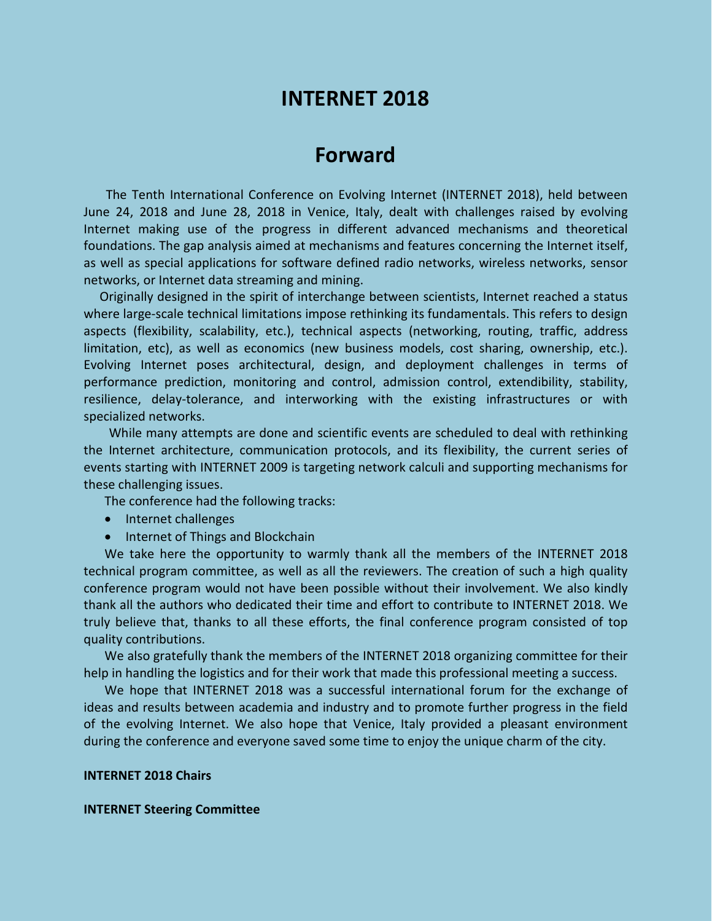# INTERNET 2018

## Forward

The Tenth International Conference on Evolving Internet (INTERNET 2018), held between June 24, 2018 and June 28, 2018 in Venice, Italy, dealt with challenges raised by evolving Internet making use of the progress in different advanced mechanisms and theoretical foundations. The gap analysis aimed at mechanisms and features concerning the Internet itself, as well as special applications for software defined radio networks, wireless networks, sensor networks, or Internet data streaming and mining.

Originally designed in the spirit of interchange between scientists, Internet reached a status where large-scale technical limitations impose rethinking its fundamentals. This refers to design aspects (flexibility, scalability, etc.), technical aspects (networking, routing, traffic, address limitation, etc), as well as economics (new business models, cost sharing, ownership, etc.). Evolving Internet poses architectural, design, and deployment challenges in terms of performance prediction, monitoring and control, admission control, extendibility, stability, resilience, delay-tolerance, and interworking with the existing infrastructures or with specialized networks.

While many attempts are done and scientific events are scheduled to deal with rethinking the Internet architecture, communication protocols, and its flexibility, the current series of events starting with INTERNET 2009 is targeting network calculi and supporting mechanisms for these challenging issues.

The conference had the following tracks:

- Internet challenges
- Internet of Things and Blockchain

We take here the opportunity to warmly thank all the members of the INTERNET 2018 technical program committee, as well as all the reviewers. The creation of such a high quality conference program would not have been possible without their involvement. We also kindly thank all the authors who dedicated their time and effort to contribute to INTERNET 2018. We truly believe that, thanks to all these efforts, the final conference program consisted of top quality contributions.

We also gratefully thank the members of the INTERNET 2018 organizing committee for their help in handling the logistics and for their work that made this professional meeting a success.

We hope that INTERNET 2018 was a successful international forum for the exchange of ideas and results between academia and industry and to promote further progress in the field of the evolving Internet. We also hope that Venice, Italy provided a pleasant environment during the conference and everyone saved some time to enjoy the unique charm of the city.

**INTERNET 2018 Chairs**

**INTERNET Steering Committee**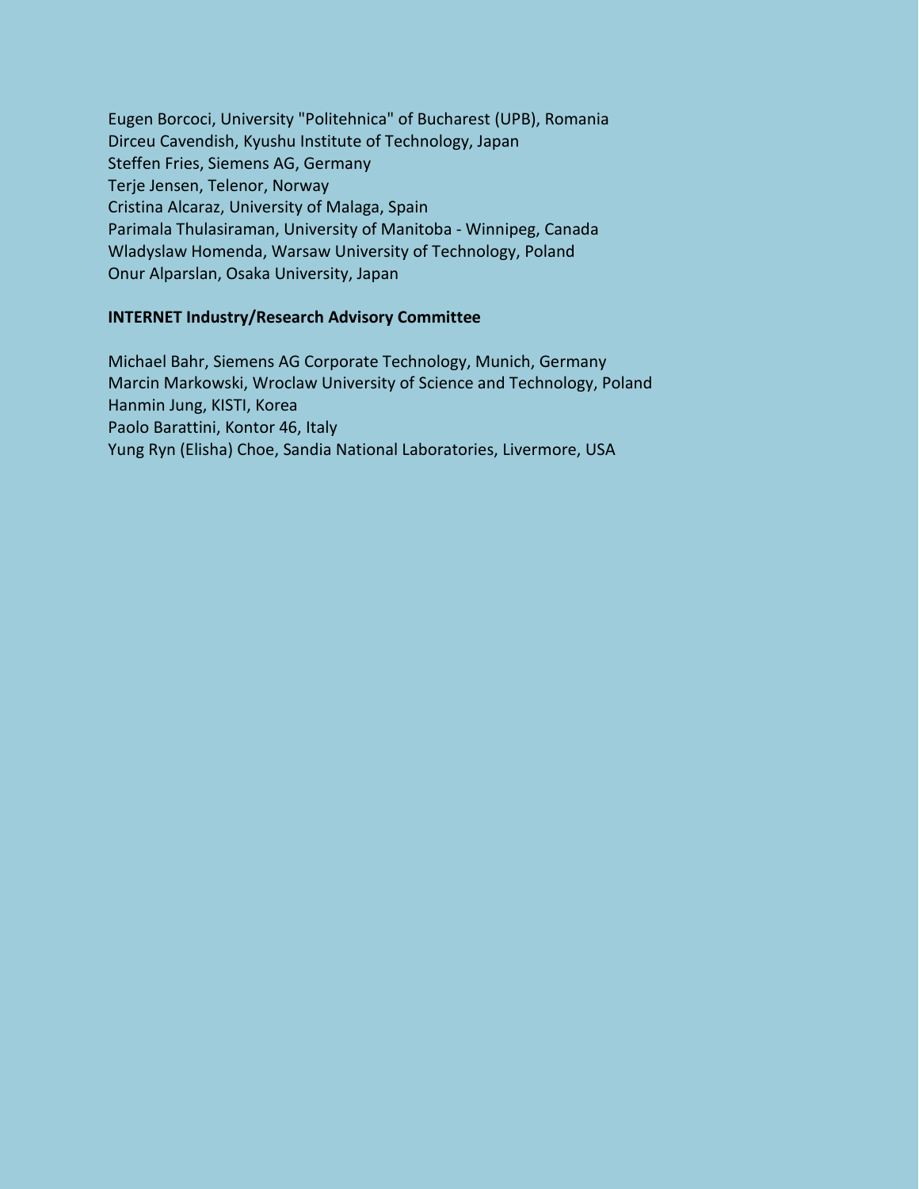Eugen Borcoci, University "Politehnica" of Bucharest (UPB), Romania
Dirceu Cavendish, Kyushu Institute of Technology, Japan
Steffen Fries, Siemens AG, Germany
Terje Jensen, Telenor, Norway
Cristina Alcaraz, University of Malaga, Spain
Parimala Thulasiraman, University of Manitoba - Winnipeg, Canada
Wladyslaw Homenda, Warsaw University of Technology, Poland
Onur Alparslan, Osaka University, Japan

**INTERNET Industry/Research Advisory Committee**

Michael Bahr, Siemens AG Corporate Technology, Munich, Germany
Marcin Markowski, Wroclaw University of Science and Technology, Poland
Hanmin Jung, KISTI, Korea
Paolo Barattini, Kontor 46, Italy
Yung Ryn (Elisha) Choe, Sandia National Laboratories, Livermore, USA